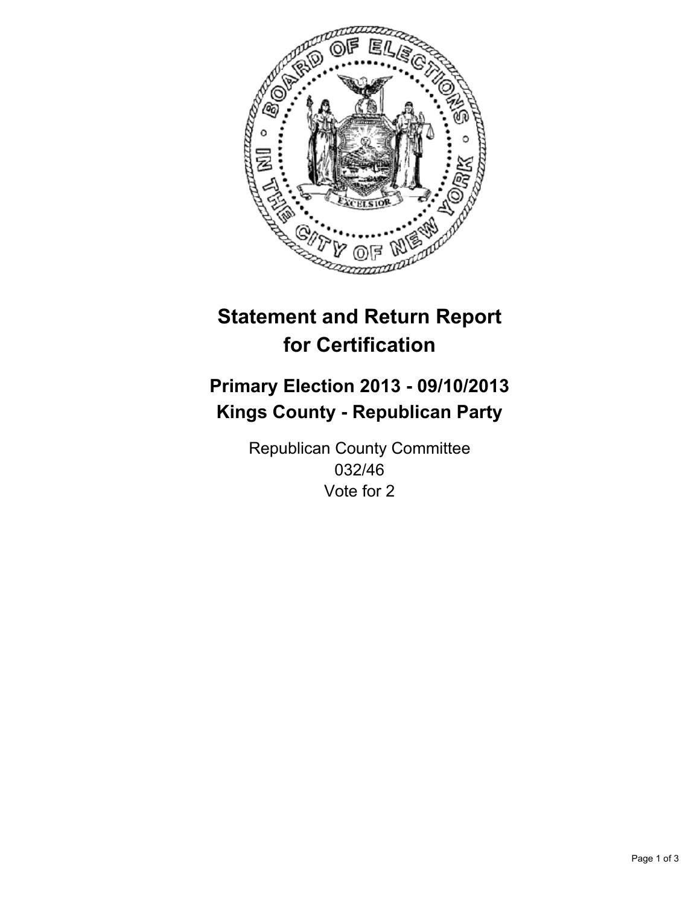# Statement and Return Report for Certification

## Primary Election 2013 - 09/10/2013
## Kings County - Republican Party

Republican County Committee
032/46
Vote for 2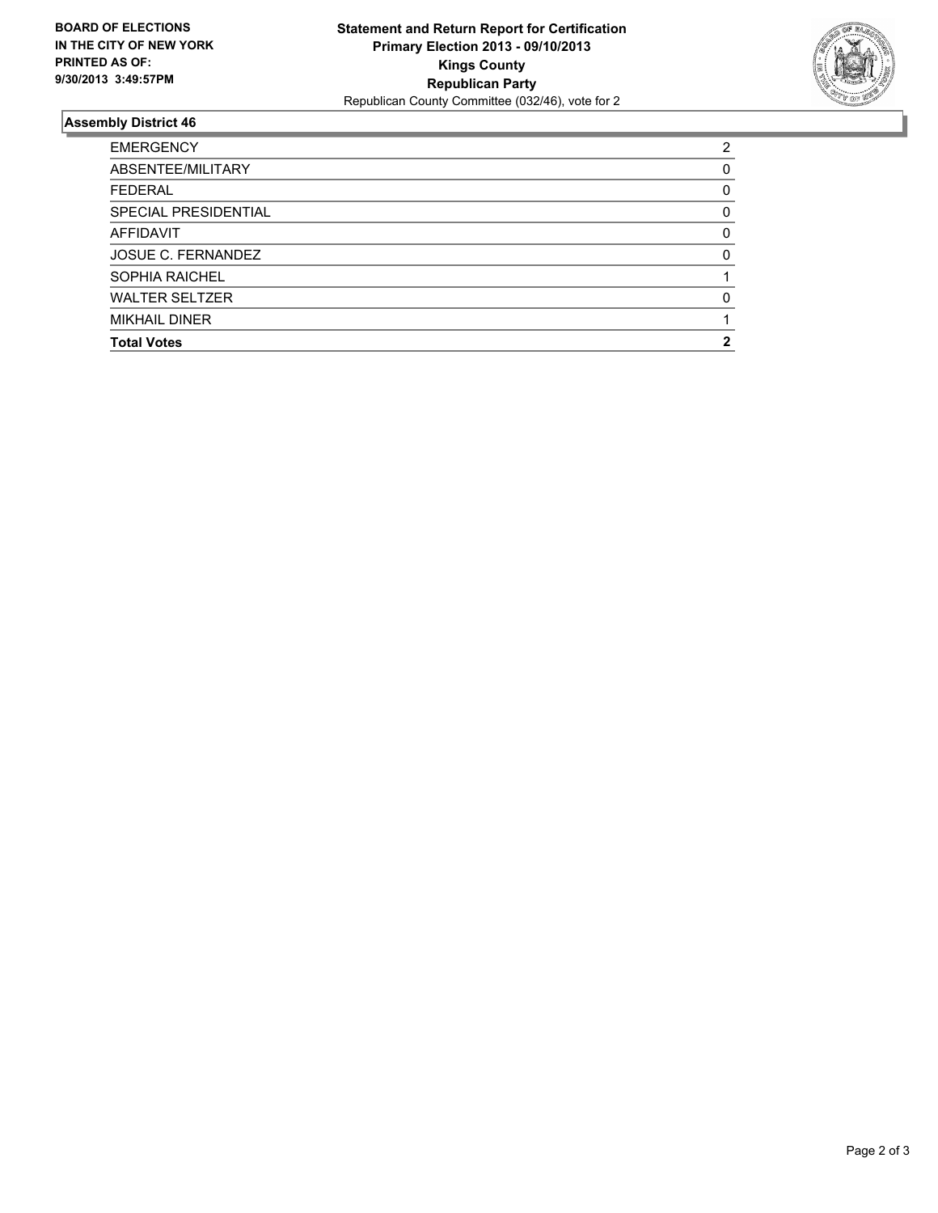**BOARD OF ELECTIONS IN THE CITY OF NEW YORK PRINTED AS OF: 9/30/2013 3:49:57PM**

**Statement and Return Report for Certification**
**Primary Election 2013 - 09/10/2013**
**Kings County**
**Republican Party**
Republican County Committee (032/46), vote for 2

## Assembly District 46

| | |
|---|---|
| EMERGENCY | 2 |
| ABSENTEE/MILITARY | 0 |
| FEDERAL | 0 |
| SPECIAL PRESIDENTIAL | 0 |
| AFFIDAVIT | 0 |
| JOSUE C. FERNANDEZ | 0 |
| SOPHIA RAICHEL | 1 |
| WALTER SELTZER | 0 |
| MIKHAIL DINER | 1 |
| **Total Votes** | **2** |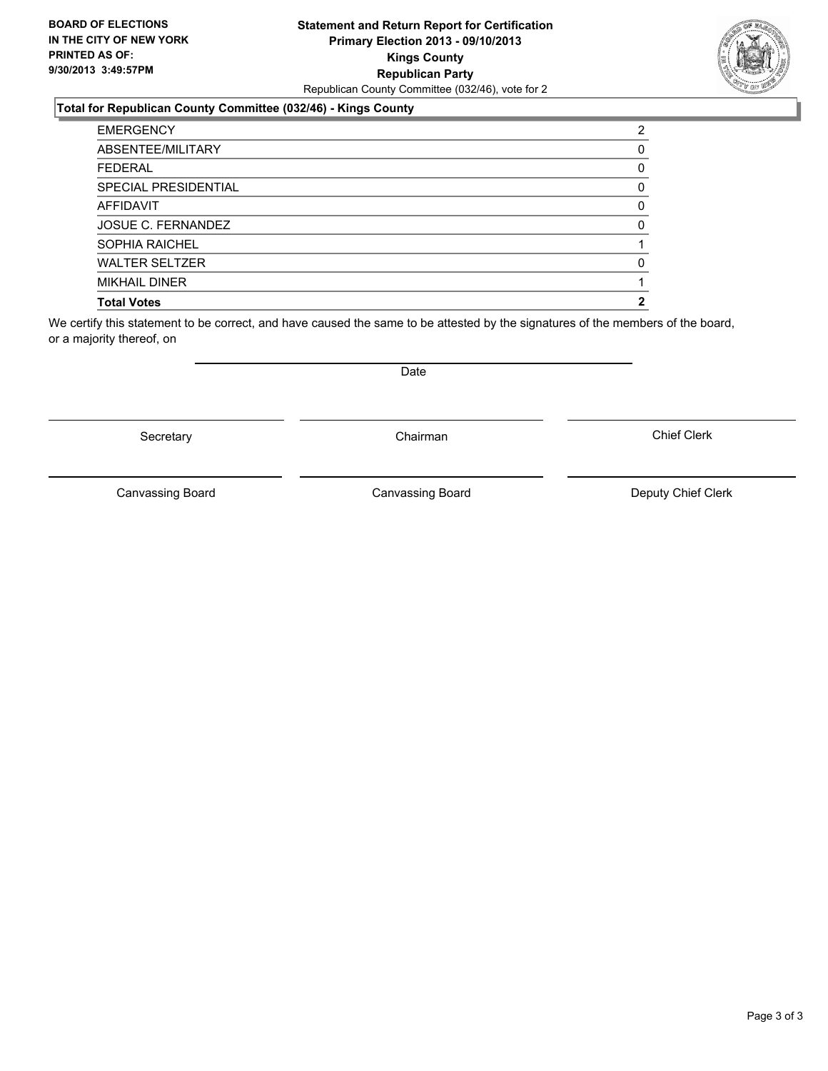**BOARD OF ELECTIONS IN THE CITY OF NEW YORK PRINTED AS OF: 9/30/2013 3:49:57PM**

**Statement and Return Report for Certification**
**Primary Election 2013 - 09/10/2013**
**Kings County**
**Republican Party**
Republican County Committee (032/46), vote for 2

### Total for Republican County Committee (032/46) - Kings County

| | |
|---|---|
| EMERGENCY | 2 |
| ABSENTEE/MILITARY | 0 |
| FEDERAL | 0 |
| SPECIAL PRESIDENTIAL | 0 |
| AFFIDAVIT | 0 |
| JOSUE C. FERNANDEZ | 0 |
| SOPHIA RAICHEL | 1 |
| WALTER SELTZER | 0 |
| MIKHAIL DINER | 1 |
| **Total Votes** | **2** |

We certify this statement to be correct, and have caused the same to be attested by the signatures of the members of the board, or a majority thereof, on

Date

Secretary

Chairman

Chief Clerk

Canvassing Board

Canvassing Board

Deputy Chief Clerk